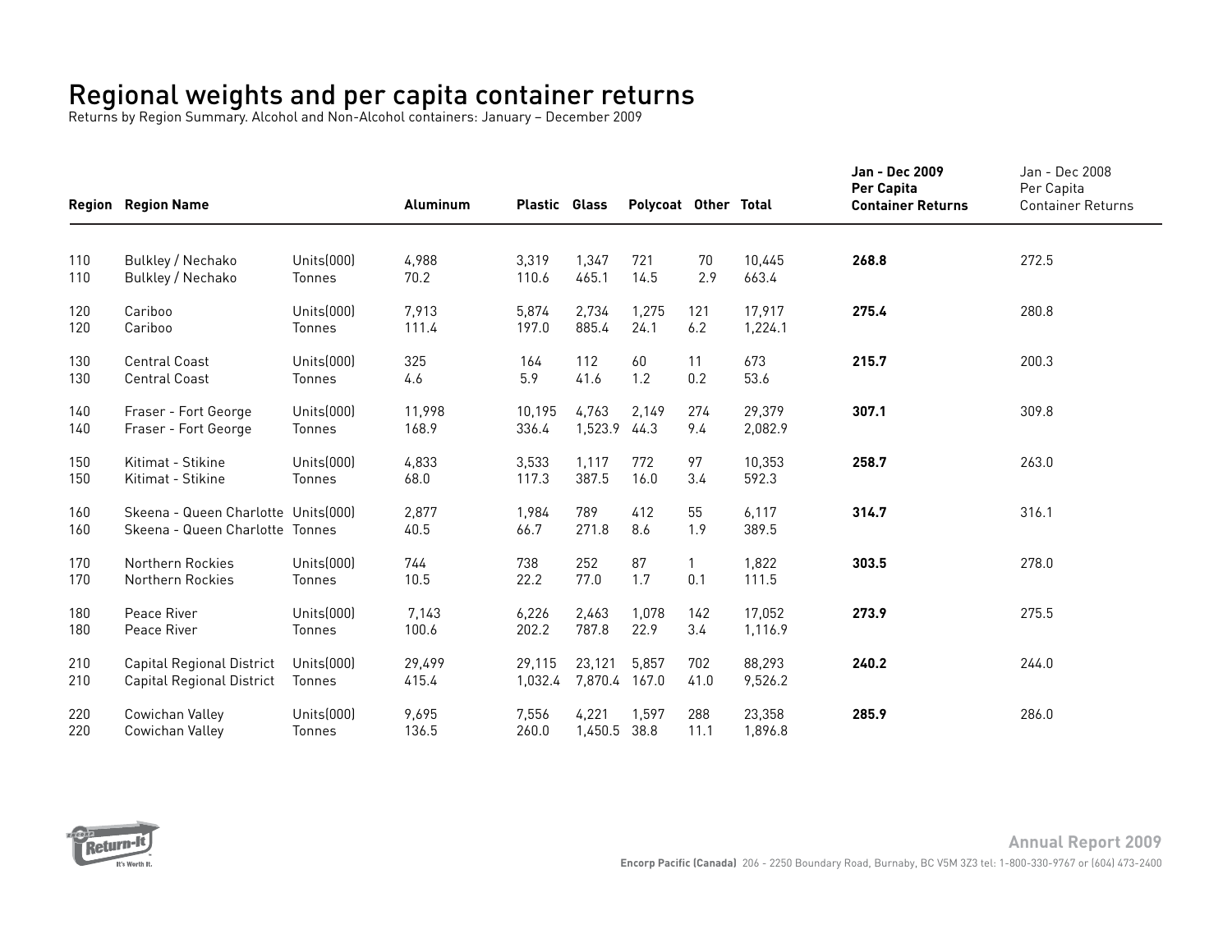# Regional weights and per capita container returns

Returns by Region Summary. Alcohol and Non-Alcohol containers: January – December 2009

| Region | Region Name | | Aluminum | Plastic | Glass | Polycoat | Other | Total | Jan - Dec 2009 Per Capita Container Returns | Jan - Dec 2008 Per Capita Container Returns |
|---|---|---|---|---|---|---|---|---|---|---|
| 110 | Bulkley / Nechako | Units(000) | 4,988 | 3,319 | 1,347 | 721 | 70 | 10,445 | **268.8** | 272.5 |
| 110 | Bulkley / Nechako | Tonnes | 70.2 | 110.6 | 465.1 | 14.5 | 2.9 | 663.4 | | |
| 120 | Cariboo | Units(000) | 7,913 | 5,874 | 2,734 | 1,275 | 121 | 17,917 | **275.4** | 280.8 |
| 120 | Cariboo | Tonnes | 111.4 | 197.0 | 885.4 | 24.1 | 6.2 | 1,224.1 | | |
| 130 | Central Coast | Units(000) | 325 | 164 | 112 | 60 | 11 | 673 | **215.7** | 200.3 |
| 130 | Central Coast | Tonnes | 4.6 | 5.9 | 41.6 | 1.2 | 0.2 | 53.6 | | |
| 140 | Fraser - Fort George | Units(000) | 11,998 | 10,195 | 4,763 | 2,149 | 274 | 29,379 | **307.1** | 309.8 |
| 140 | Fraser - Fort George | Tonnes | 168.9 | 336.4 | 1,523.9 | 44.3 | 9.4 | 2,082.9 | | |
| 150 | Kitimat - Stikine | Units(000) | 4,833 | 3,533 | 1,117 | 772 | 97 | 10,353 | **258.7** | 263.0 |
| 150 | Kitimat - Stikine | Tonnes | 68.0 | 117.3 | 387.5 | 16.0 | 3.4 | 592.3 | | |
| 160 | Skeena - Queen Charlotte | Units(000) | 2,877 | 1,984 | 789 | 412 | 55 | 6,117 | **314.7** | 316.1 |
| 160 | Skeena - Queen Charlotte | Tonnes | 40.5 | 66.7 | 271.8 | 8.6 | 1.9 | 389.5 | | |
| 170 | Northern Rockies | Units(000) | 744 | 738 | 252 | 87 | 1 | 1,822 | **303.5** | 278.0 |
| 170 | Northern Rockies | Tonnes | 10.5 | 22.2 | 77.0 | 1.7 | 0.1 | 111.5 | | |
| 180 | Peace River | Units(000) | 7,143 | 6,226 | 2,463 | 1,078 | 142 | 17,052 | **273.9** | 275.5 |
| 180 | Peace River | Tonnes | 100.6 | 202.2 | 787.8 | 22.9 | 3.4 | 1,116.9 | | |
| 210 | Capital Regional District | Units(000) | 29,499 | 29,115 | 23,121 | 5,857 | 702 | 88,293 | **240.2** | 244.0 |
| 210 | Capital Regional District | Tonnes | 415.4 | 1,032.4 | 7,870.4 | 167.0 | 41.0 | 9,526.2 | | |
| 220 | Cowichan Valley | Units(000) | 9,695 | 7,556 | 4,221 | 1,597 | 288 | 23,358 | **285.9** | 286.0 |
| 220 | Cowichan Valley | Tonnes | 136.5 | 260.0 | 1,450.5 | 38.8 | 11.1 | 1,896.8 | | |

**Annual Report 2009**

**Encorp Pacific (Canada)** 206 - 2250 Boundary Road, Burnaby, BC V5M 3Z3 tel: 1-800-330-9767 or (604) 473-2400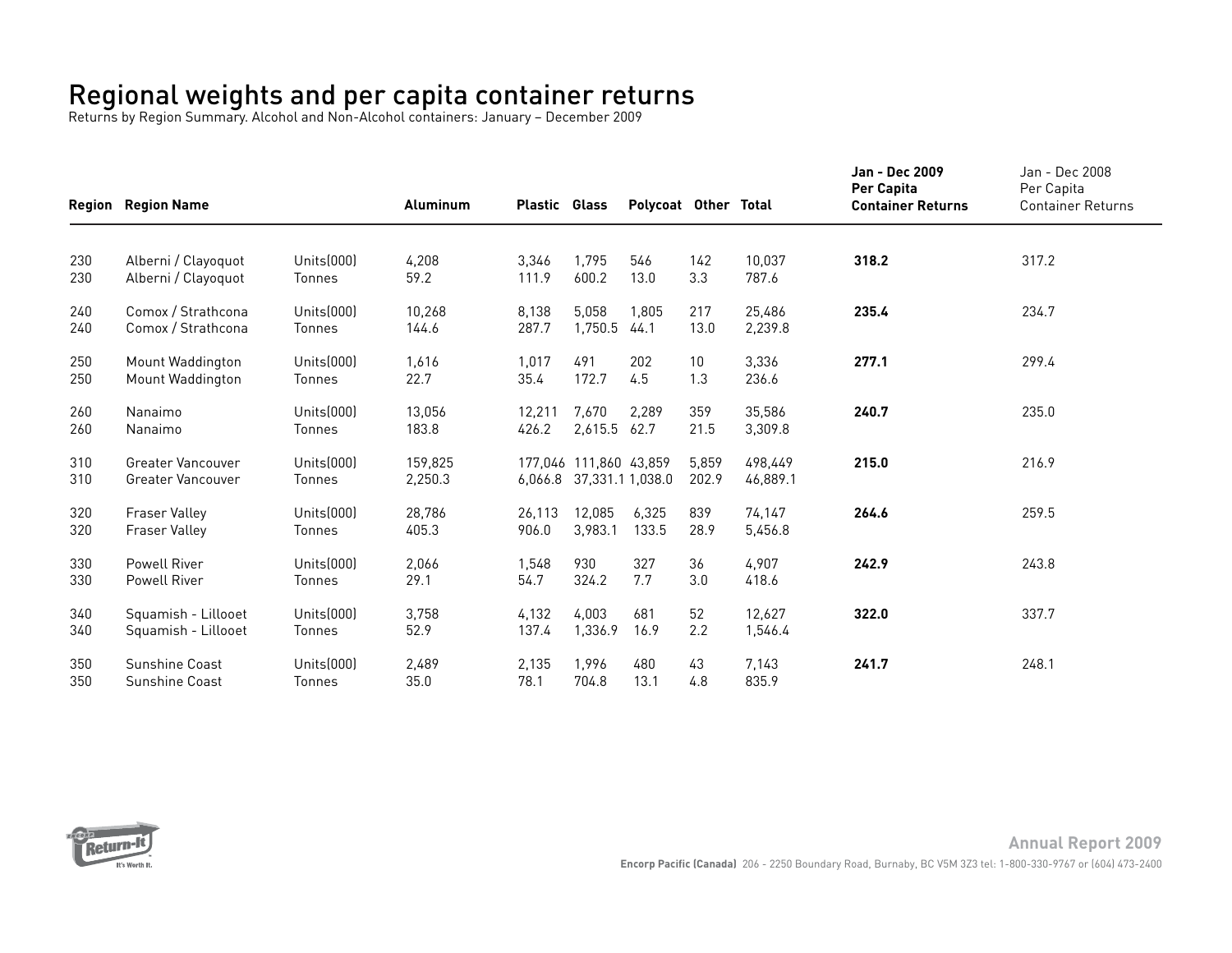# Regional weights and per capita container returns

Returns by Region Summary. Alcohol and Non-Alcohol containers: January – December 2009

| Region | Region Name | | Aluminum | Plastic | Glass | Polycoat | Other | Total | **Jan - Dec 2009 Per Capita Container Returns** | Jan - Dec 2008 Per Capita Container Returns |
|---|---|---|---|---|---|---|---|---|---|---|
| 230 | Alberni / Clayoquot | Units(000) | 4,208 | 3,346 | 1,795 | 546 | 142 | 10,037 | **318.2** | 317.2 |
| 230 | Alberni / Clayoquot | Tonnes | 59.2 | 111.9 | 600.2 | 13.0 | 3.3 | 787.6 | | |
| 240 | Comox / Strathcona | Units(000) | 10,268 | 8,138 | 5,058 | 1,805 | 217 | 25,486 | **235.4** | 234.7 |
| 240 | Comox / Strathcona | Tonnes | 144.6 | 287.7 | 1,750.5 | 44.1 | 13.0 | 2,239.8 | | |
| 250 | Mount Waddington | Units(000) | 1,616 | 1,017 | 491 | 202 | 10 | 3,336 | **277.1** | 299.4 |
| 250 | Mount Waddington | Tonnes | 22.7 | 35.4 | 172.7 | 4.5 | 1.3 | 236.6 | | |
| 260 | Nanaimo | Units(000) | 13,056 | 12,211 | 7,670 | 2,289 | 359 | 35,586 | **240.7** | 235.0 |
| 260 | Nanaimo | Tonnes | 183.8 | 426.2 | 2,615.5 | 62.7 | 21.5 | 3,309.8 | | |
| 310 | Greater Vancouver | Units(000) | 159,825 | 177,046 | 111,860 | 43,859 | 5,859 | 498,449 | **215.0** | 216.9 |
| 310 | Greater Vancouver | Tonnes | 2,250.3 | 6,066.8 | 37,331.1 | 1,038.0 | 202.9 | 46,889.1 | | |
| 320 | Fraser Valley | Units(000) | 28,786 | 26,113 | 12,085 | 6,325 | 839 | 74,147 | **264.6** | 259.5 |
| 320 | Fraser Valley | Tonnes | 405.3 | 906.0 | 3,983.1 | 133.5 | 28.9 | 5,456.8 | | |
| 330 | Powell River | Units(000) | 2,066 | 1,548 | 930 | 327 | 36 | 4,907 | **242.9** | 243.8 |
| 330 | Powell River | Tonnes | 29.1 | 54.7 | 324.2 | 7.7 | 3.0 | 418.6 | | |
| 340 | Squamish - Lillooet | Units(000) | 3,758 | 4,132 | 4,003 | 681 | 52 | 12,627 | **322.0** | 337.7 |
| 340 | Squamish - Lillooet | Tonnes | 52.9 | 137.4 | 1,336.9 | 16.9 | 2.2 | 1,546.4 | | |
| 350 | Sunshine Coast | Units(000) | 2,489 | 2,135 | 1,996 | 480 | 43 | 7,143 | **241.7** | 248.1 |
| 350 | Sunshine Coast | Tonnes | 35.0 | 78.1 | 704.8 | 13.1 | 4.8 | 835.9 | | |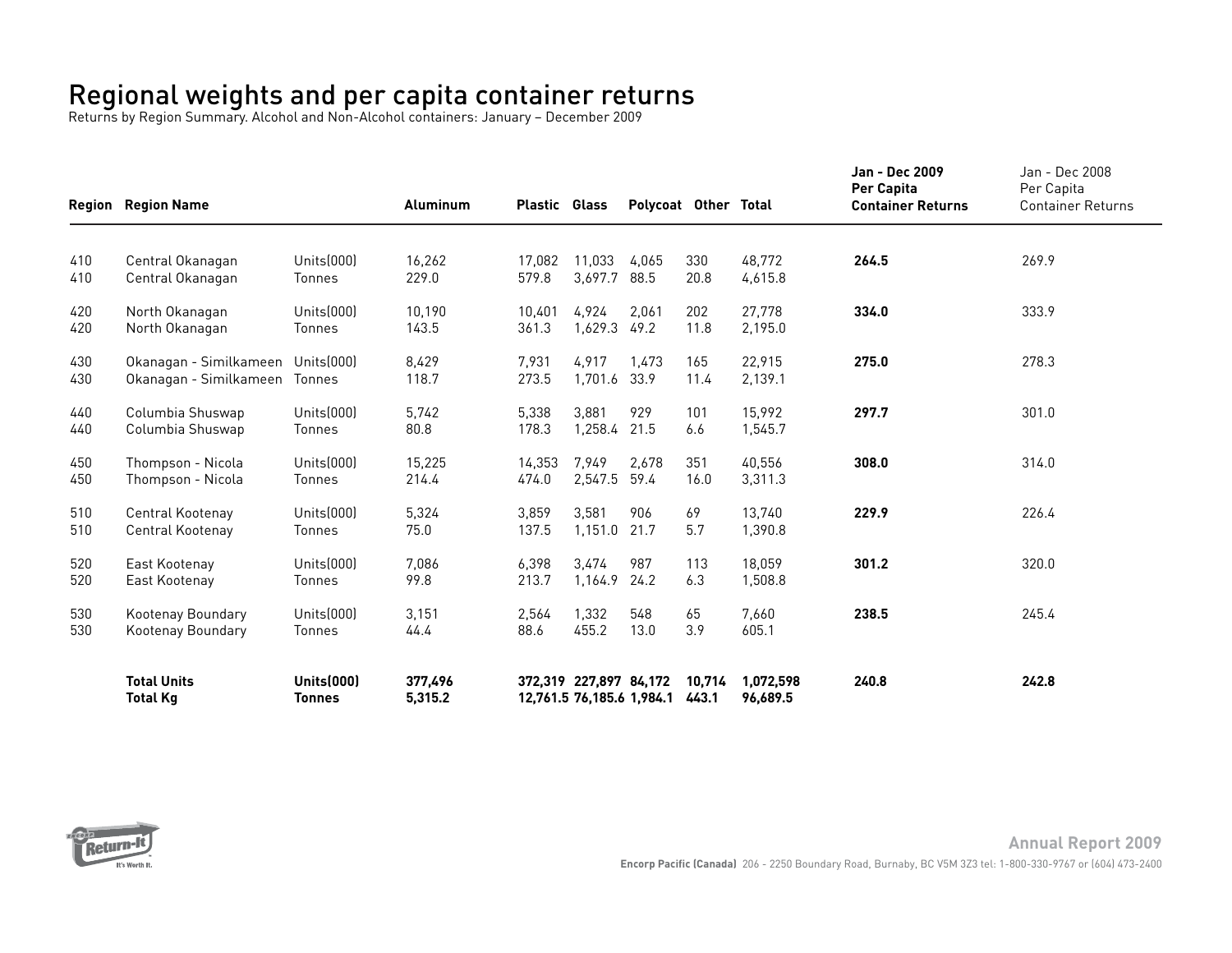# Regional weights and per capita container returns

Returns by Region Summary. Alcohol and Non-Alcohol containers: January – December 2009

| Region | Region Name | | Aluminum | Plastic | Glass | Polycoat | Other | Total | Jan - Dec 2009 Per Capita Container Returns | Jan - Dec 2008 Per Capita Container Returns |
|---|---|---|---|---|---|---|---|---|---|---|
| 410 | Central Okanagan | Units(000) | 16,262 | 17,082 | 11,033 | 4,065 | 330 | 48,772 | **264.5** | 269.9 |
| 410 | Central Okanagan | Tonnes | 229.0 | 579.8 | 3,697.7 | 88.5 | 20.8 | 4,615.8 | | |
| 420 | North Okanagan | Units(000) | 10,190 | 10,401 | 4,924 | 2,061 | 202 | 27,778 | **334.0** | 333.9 |
| 420 | North Okanagan | Tonnes | 143.5 | 361.3 | 1,629.3 | 49.2 | 11.8 | 2,195.0 | | |
| 430 | Okanagan - Similkameen | Units(000) | 8,429 | 7,931 | 4,917 | 1,473 | 165 | 22,915 | **275.0** | 278.3 |
| 430 | Okanagan - Similkameen | Tonnes | 118.7 | 273.5 | 1,701.6 | 33.9 | 11.4 | 2,139.1 | | |
| 440 | Columbia Shuswap | Units(000) | 5,742 | 5,338 | 3,881 | 929 | 101 | 15,992 | **297.7** | 301.0 |
| 440 | Columbia Shuswap | Tonnes | 80.8 | 178.3 | 1,258.4 | 21.5 | 6.6 | 1,545.7 | | |
| 450 | Thompson - Nicola | Units(000) | 15,225 | 14,353 | 7,949 | 2,678 | 351 | 40,556 | **308.0** | 314.0 |
| 450 | Thompson - Nicola | Tonnes | 214.4 | 474.0 | 2,547.5 | 59.4 | 16.0 | 3,311.3 | | |
| 510 | Central Kootenay | Units(000) | 5,324 | 3,859 | 3,581 | 906 | 69 | 13,740 | **229.9** | 226.4 |
| 510 | Central Kootenay | Tonnes | 75.0 | 137.5 | 1,151.0 | 21.7 | 5.7 | 1,390.8 | | |
| 520 | East Kootenay | Units(000) | 7,086 | 6,398 | 3,474 | 987 | 113 | 18,059 | **301.2** | 320.0 |
| 520 | East Kootenay | Tonnes | 99.8 | 213.7 | 1,164.9 | 24.2 | 6.3 | 1,508.8 | | |
| 530 | Kootenay Boundary | Units(000) | 3,151 | 2,564 | 1,332 | 548 | 65 | 7,660 | **238.5** | 245.4 |
| 530 | Kootenay Boundary | Tonnes | 44.4 | 88.6 | 455.2 | 13.0 | 3.9 | 605.1 | | |
| | **Total Units** | **Units(000)** | **377,496** | **372,319** | **227,897** | **84,172** | **10,714** | **1,072,598** | **240.8** | **242.8** |
| | **Total Kg** | **Tonnes** | **5,315.2** | **12,761.5** | **76,185.6** | **1,984.1** | **443.1** | **96,689.5** | | |

Return-It
It's Worth It.

**Annual Report 2009**

**Encorp Pacific (Canada)** 206 - 2250 Boundary Road, Burnaby, BC V5M 3Z3 tel: 1-800-330-9767 or (604) 473-2400